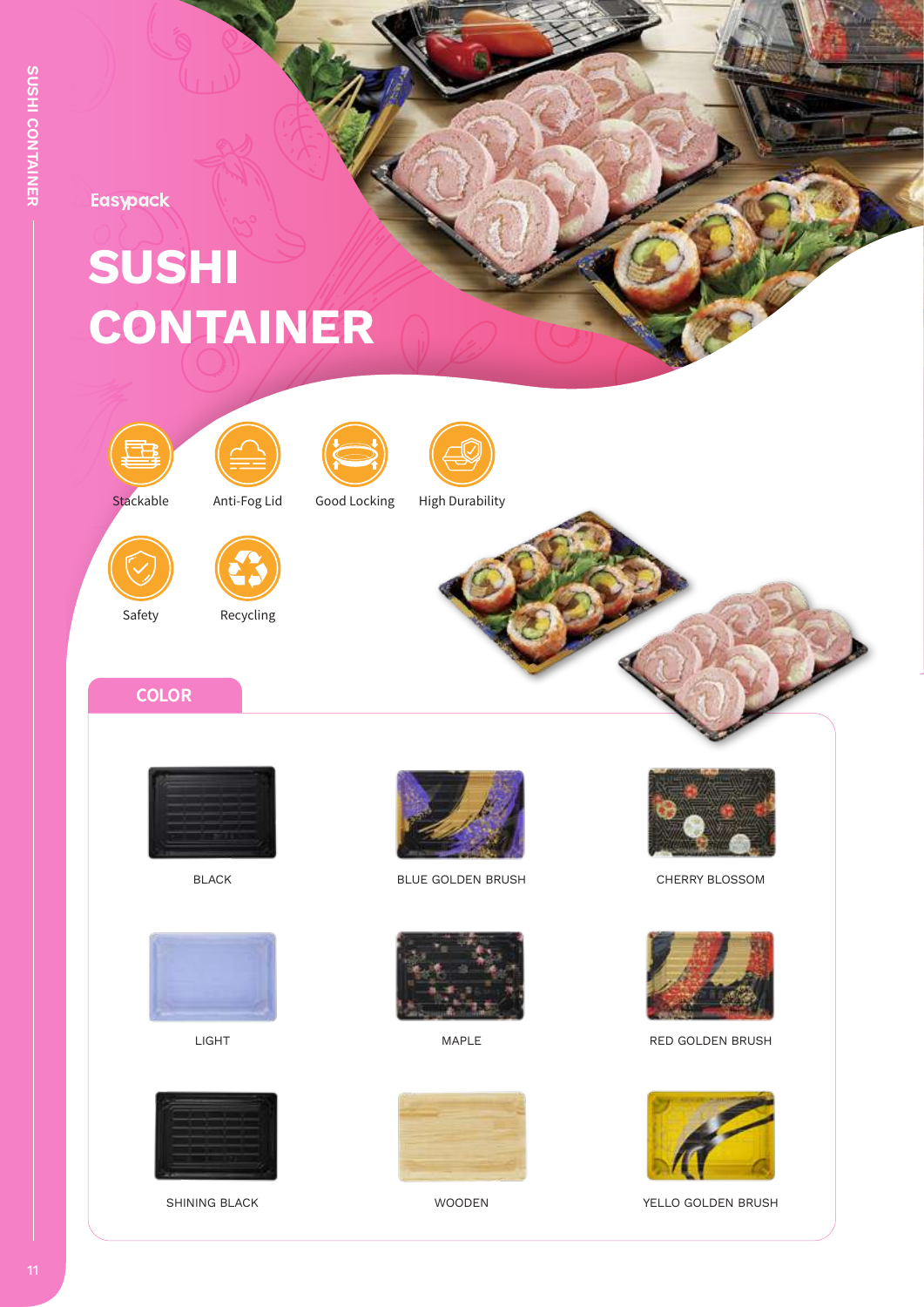Easypack

# SUSHI CONTAINER

- Stackable
- Anti-Fog Lid
- Good Locking
- High Durability
- Safety
- Recycling

## COLOR

| | | |
|---|---|---|
| BLACK | BLUE GOLDEN BRUSH | CHERRY BLOSSOM |
| LIGHT | MAPLE | RED GOLDEN BRUSH |
| SHINING BLACK | WOODEN | YELLO GOLDEN BRUSH |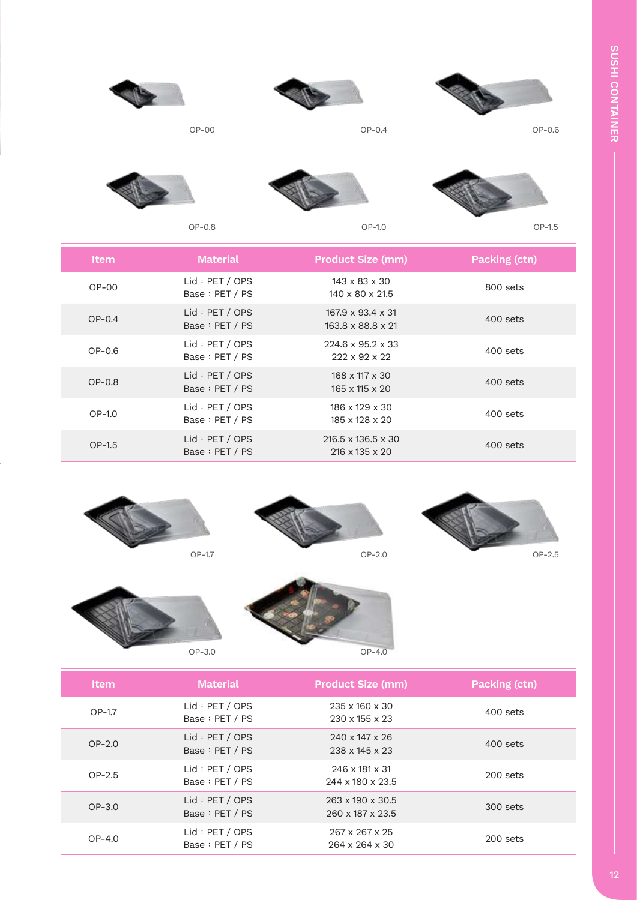OP-00

OP-0.4

OP-0.6

OP-0.8

OP-1.0

OP-1.5

| Item | Material | Product Size (mm) | Packing (ctn) |
| --- | --- | --- | --- |
| OP-00 | Lid：PET / OPS<br>Base：PET / PS | 143 x 83 x 30<br>140 x 80 x 21.5 | 800 sets |
| OP-0.4 | Lid：PET / OPS<br>Base：PET / PS | 167.9 x 93.4 x 31<br>163.8 x 88.8 x 21 | 400 sets |
| OP-0.6 | Lid：PET / OPS<br>Base：PET / PS | 224.6 x 95.2 x 33<br>222 x 92 x 22 | 400 sets |
| OP-0.8 | Lid：PET / OPS<br>Base：PET / PS | 168 x 117 x 30<br>165 x 115 x 20 | 400 sets |
| OP-1.0 | Lid：PET / OPS<br>Base：PET / PS | 186 x 129 x 30<br>185 x 128 x 20 | 400 sets |
| OP-1.5 | Lid：PET / OPS<br>Base：PET / PS | 216.5 x 136.5 x 30<br>216 x 135 x 20 | 400 sets |

OP-1.7

OP-2.0

OP-2.5

OP-3.0

OP-4.0

| Item | Material | Product Size (mm) | Packing (ctn) |
| --- | --- | --- | --- |
| OP-1.7 | Lid：PET / OPS<br>Base：PET / PS | 235 x 160 x 30<br>230 x 155 x 23 | 400 sets |
| OP-2.0 | Lid：PET / OPS<br>Base：PET / PS | 240 x 147 x 26<br>238 x 145 x 23 | 400 sets |
| OP-2.5 | Lid：PET / OPS<br>Base：PET / PS | 246 x 181 x 31<br>244 x 180 x 23.5 | 200 sets |
| OP-3.0 | Lid：PET / OPS<br>Base：PET / PS | 263 x 190 x 30.5<br>260 x 187 x 23.5 | 300 sets |
| OP-4.0 | Lid：PET / OPS<br>Base：PET / PS | 267 x 267 x 25<br>264 x 264 x 30 | 200 sets |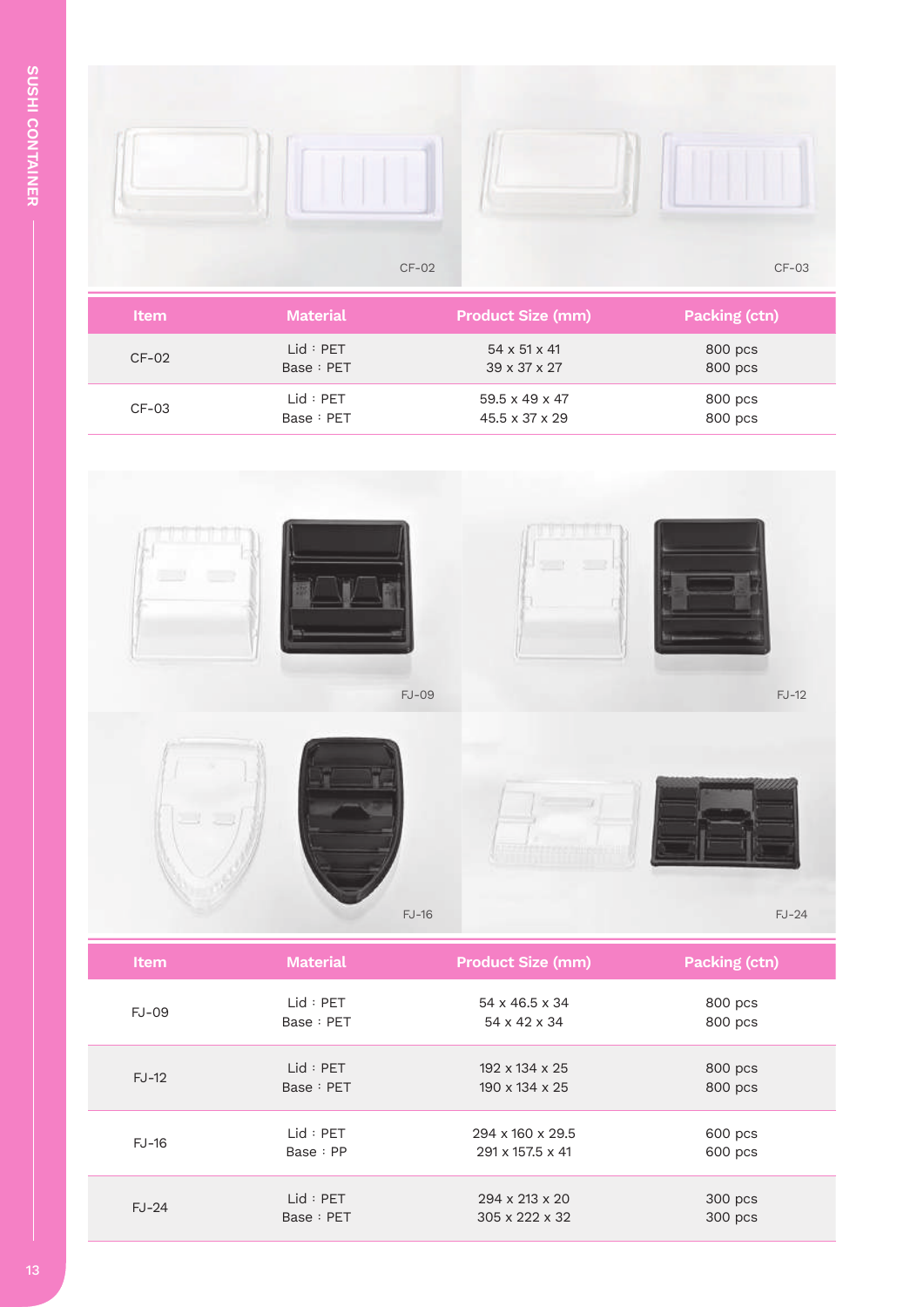SUSHI CONTAINER

CF-02

CF-03

| Item | Material | Product Size (mm) | Packing (ctn) |
| --- | --- | --- | --- |
| CF-02 | Lid：PET<br>Base：PET | 54 x 51 x 41<br>39 x 37 x 27 | 800 pcs<br>800 pcs |
| CF-03 | Lid：PET<br>Base：PET | 59.5 x 49 x 47<br>45.5 x 37 x 29 | 800 pcs<br>800 pcs |

FJ-09

FJ-12

FJ-16

FJ-24

| Item | Material | Product Size (mm) | Packing (ctn) |
| --- | --- | --- | --- |
| FJ-09 | Lid：PET<br>Base：PET | 54 x 46.5 x 34<br>54 x 42 x 34 | 800 pcs<br>800 pcs |
| FJ-12 | Lid：PET<br>Base：PET | 192 x 134 x 25<br>190 x 134 x 25 | 800 pcs<br>800 pcs |
| FJ-16 | Lid：PET<br>Base：PP | 294 x 160 x 29.5<br>291 x 157.5 x 41 | 600 pcs<br>600 pcs |
| FJ-24 | Lid：PET<br>Base：PET | 294 x 213 x 20<br>305 x 222 x 32 | 300 pcs<br>300 pcs |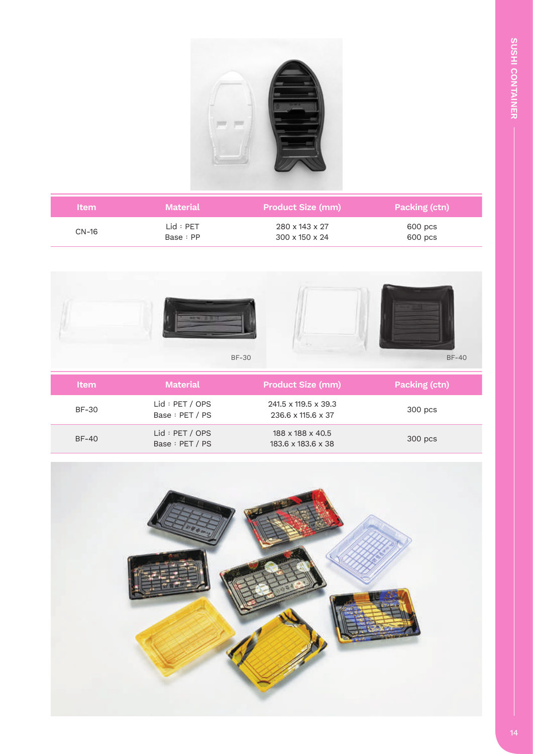| Item | Material | Product Size (mm) | Packing (ctn) |
|---|---|---|---|
| CN-16 | Lid：PET<br>Base：PP | 280 x 143 x 27<br>300 x 150 x 24 | 600 pcs<br>600 pcs |

BF-30

BF-40

| Item | Material | Product Size (mm) | Packing (ctn) |
|---|---|---|---|
| BF-30 | Lid：PET / OPS<br>Base：PET / PS | 241.5 x 119.5 x 39.3<br>236.6 x 115.6 x 37 | 300 pcs |
| BF-40 | Lid：PET / OPS<br>Base：PET / PS | 188 x 188 x 40.5<br>183.6 x 183.6 x 38 | 300 pcs |